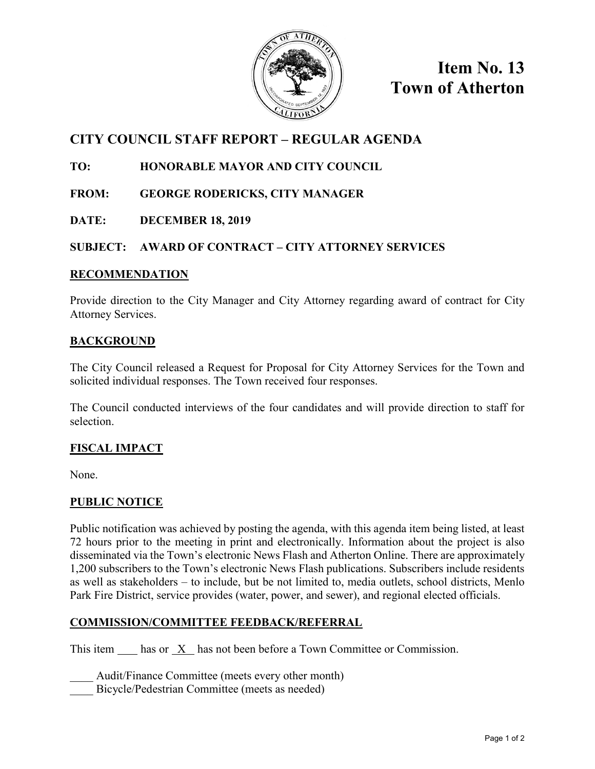# Item No. 13
# Town of Atherton

## CITY COUNCIL STAFF REPORT – REGULAR AGENDA

**TO:** HONORABLE MAYOR AND CITY COUNCIL

**FROM:** GEORGE RODERICKS, CITY MANAGER

**DATE:** DECEMBER 18, 2019

**SUBJECT:** AWARD OF CONTRACT – CITY ATTORNEY SERVICES

### RECOMMENDATION

Provide direction to the City Manager and City Attorney regarding award of contract for City Attorney Services.

### BACKGROUND

The City Council released a Request for Proposal for City Attorney Services for the Town and solicited individual responses. The Town received four responses.

The Council conducted interviews of the four candidates and will provide direction to staff for selection.

### FISCAL IMPACT

None.

### PUBLIC NOTICE

Public notification was achieved by posting the agenda, with this agenda item being listed, at least 72 hours prior to the meeting in print and electronically. Information about the project is also disseminated via the Town's electronic News Flash and Atherton Online. There are approximately 1,200 subscribers to the Town's electronic News Flash publications. Subscribers include residents as well as stakeholders – to include, but be not limited to, media outlets, school districts, Menlo Park Fire District, service provides (water, power, and sewer), and regional elected officials.

### COMMISSION/COMMITTEE FEEDBACK/REFERRAL

This item \_\_\_\_ has or \_X\_ has not been before a Town Committee or Commission.

\_\_\_\_ Audit/Finance Committee (meets every other month)
\_\_\_\_ Bicycle/Pedestrian Committee (meets as needed)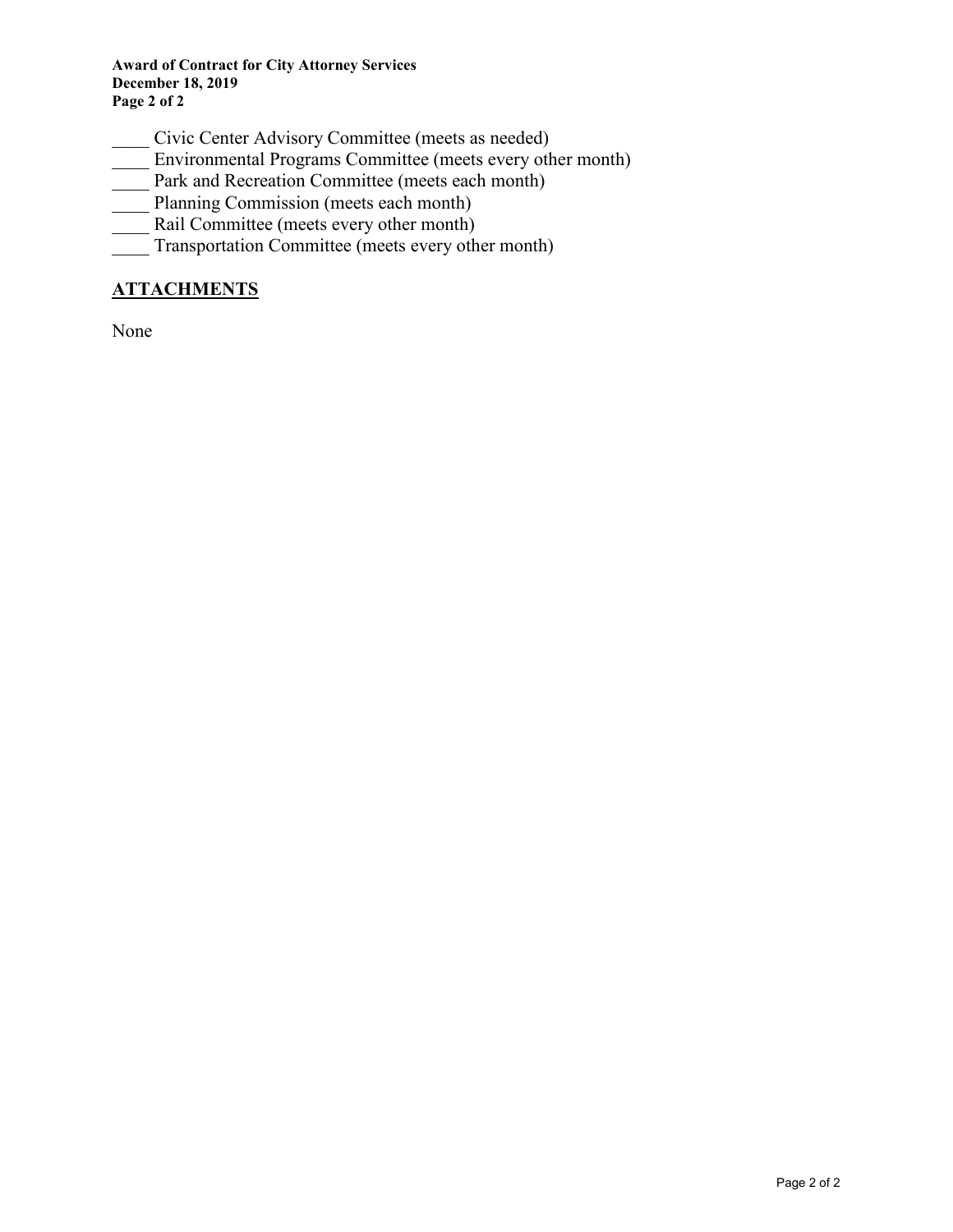____ Civic Center Advisory Committee (meets as needed)
____ Environmental Programs Committee (meets every other month)
____ Park and Recreation Committee (meets each month)
____ Planning Commission (meets each month)
____ Rail Committee (meets every other month)
____ Transportation Committee (meets every other month)

## ATTACHMENTS

None